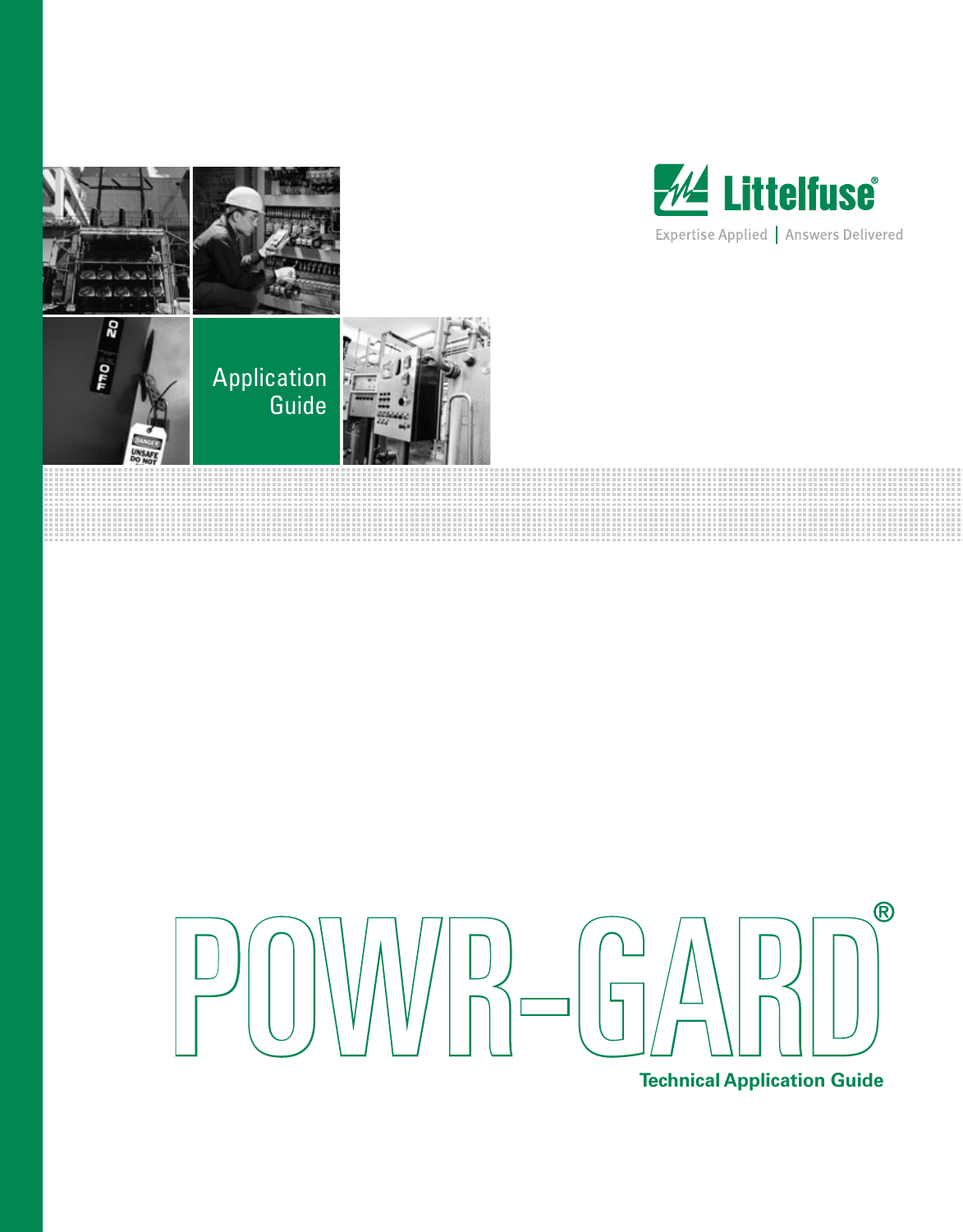Littelfuse®

Expertise Applied | Answers Delivered

Application Guide

# POWR-GARD®

## Technical Application Guide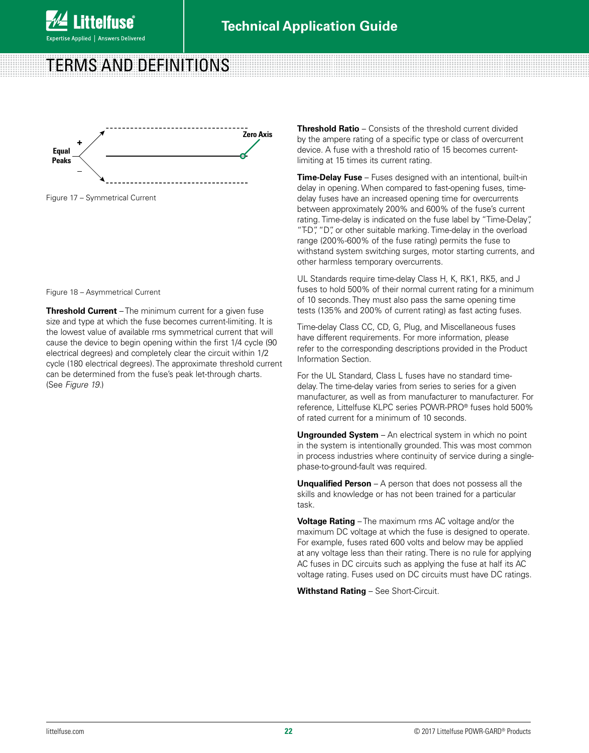# TERMS AND DEFINITIONS

Zero Axis

Equal Peaks

+

–

Figure 17 – Symmetrical Current

Figure 18 – Asymmetrical Current

**Threshold Current** – The minimum current for a given fuse size and type at which the fuse becomes current-limiting. It is the lowest value of available rms symmetrical current that will cause the device to begin opening within the first 1/4 cycle (90 electrical degrees) and completely clear the circuit within 1/2 cycle (180 electrical degrees). The approximate threshold current can be determined from the fuse's peak let-through charts. (See *Figure 19*.)

**Threshold Ratio** – Consists of the threshold current divided by the ampere rating of a specific type or class of overcurrent device. A fuse with a threshold ratio of 15 becomes current-limiting at 15 times its current rating.

**Time-Delay Fuse** – Fuses designed with an intentional, built-in delay in opening. When compared to fast-opening fuses, time-delay fuses have an increased opening time for overcurrents between approximately 200% and 600% of the fuse's current rating. Time-delay is indicated on the fuse label by "Time-Delay", "T-D", "D", or other suitable marking. Time-delay in the overload range (200%-600% of the fuse rating) permits the fuse to withstand system switching surges, motor starting currents, and other harmless temporary overcurrents.

UL Standards require time-delay Class H, K, RK1, RK5, and J fuses to hold 500% of their normal current rating for a minimum of 10 seconds. They must also pass the same opening time tests (135% and 200% of current rating) as fast acting fuses.

Time-delay Class CC, CD, G, Plug, and Miscellaneous fuses have different requirements. For more information, please refer to the corresponding descriptions provided in the Product Information Section.

For the UL Standard, Class L fuses have no standard time-delay. The time-delay varies from series to series for a given manufacturer, as well as from manufacturer to manufacturer. For reference, Littelfuse KLPC series POWR-PRO® fuses hold 500% of rated current for a minimum of 10 seconds.

**Ungrounded System** – An electrical system in which no point in the system is intentionally grounded. This was most common in process industries where continuity of service during a single-phase-to-ground-fault was required.

**Unqualified Person** – A person that does not possess all the skills and knowledge or has not been trained for a particular task.

**Voltage Rating** – The maximum rms AC voltage and/or the maximum DC voltage at which the fuse is designed to operate. For example, fuses rated 600 volts and below may be applied at any voltage less than their rating. There is no rule for applying AC fuses in DC circuits such as applying the fuse at half its AC voltage rating. Fuses used on DC circuits must have DC ratings.

**Withstand Rating** – See Short-Circuit.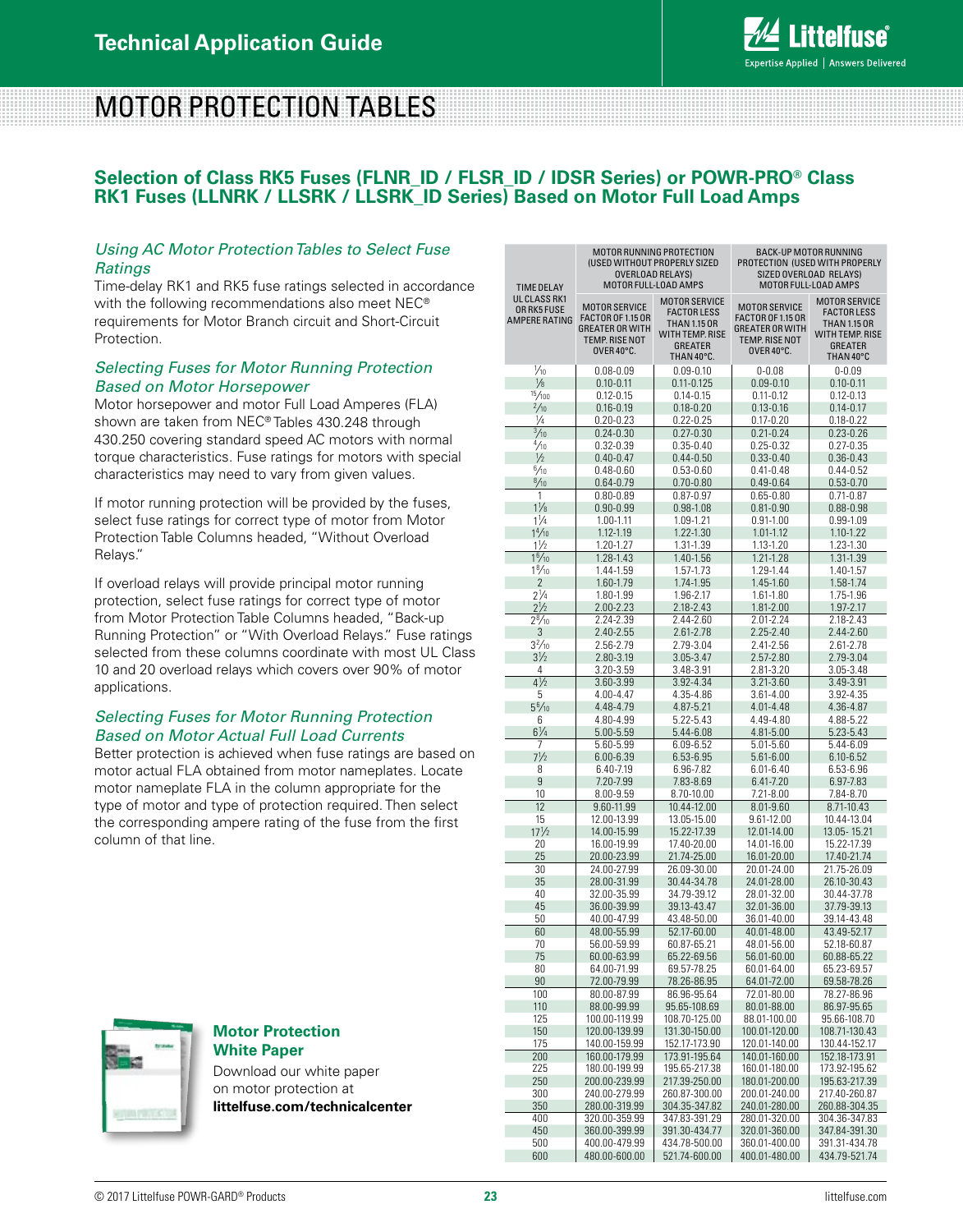# MOTOR PROTECTION TABLES

## Selection of Class RK5 Fuses (FLNR_ID / FLSR_ID / IDSR Series) or POWR-PRO® Class RK1 Fuses (LLNRK / LLSRK / LLSRK_ID Series) Based on Motor Full Load Amps

### *Using AC Motor Protection Tables to Select Fuse Ratings*

Time-delay RK1 and RK5 fuse ratings selected in accordance with the following recommendations also meet NEC® requirements for Motor Branch circuit and Short-Circuit Protection.

### *Selecting Fuses for Motor Running Protection Based on Motor Horsepower*

Motor horsepower and motor Full Load Amperes (FLA) shown are taken from NEC® Tables 430.248 through 430.250 covering standard speed AC motors with normal torque characteristics. Fuse ratings for motors with special characteristics may need to vary from given values.

If motor running protection will be provided by the fuses, select fuse ratings for correct type of motor from Motor Protection Table Columns headed, "Without Overload Relays."

If overload relays will provide principal motor running protection, select fuse ratings for correct type of motor from Motor Protection Table Columns headed, "Back-up Running Protection" or "With Overload Relays." Fuse ratings selected from these columns coordinate with most UL Class 10 and 20 overload relays which covers over 90% of motor applications.

### *Selecting Fuses for Motor Running Protection Based on Motor Actual Full Load Currents*

Better protection is achieved when fuse ratings are based on motor actual FLA obtained from motor nameplates. Locate motor nameplate FLA in the column appropriate for the type of motor and type of protection required. Then select the corresponding ampere rating of the fuse from the first column of that line.

| TIME DELAY UL CLASS RK1 OR RK5 FUSE AMPERE RATING | MOTOR RUNNING PROTECTION (USED WITHOUT PROPERLY SIZED OVERLOAD RELAYS) MOTOR FULL-LOAD AMPS | | BACK-UP MOTOR RUNNING PROTECTION (USED WITH PROPERLY SIZED OVERLOAD RELAYS) MOTOR FULL-LOAD AMPS | |
|---|---|---|---|---|
| | MOTOR SERVICE FACTOR OF 1.15 OR GREATER OR WITH TEMP. RISE NOT OVER 40°C. | MOTOR SERVICE FACTOR LESS THAN 1.15 OR WITH TEMP. RISE GREATER THAN 40°C. | MOTOR SERVICE FACTOR OF 1.15 OR GREATER OR WITH TEMP. RISE NOT OVER 40°C. | MOTOR SERVICE FACTOR LESS THAN 1.15 OR WITH TEMP. RISE GREATER THAN 40°C. |
| 1/10 | 0.08-0.09 | 0.09-0.10 | 0-0.08 | 0-0.09 |
| 1/8 | 0.10-0.11 | 0.11-0.125 | 0.09-0.10 | 0.10-0.11 |
| 15/100 | 0.12-0.15 | 0.14-0.15 | 0.11-0.12 | 0.12-0.13 |
| 2/10 | 0.16-0.19 | 0.18-0.20 | 0.13-0.16 | 0.14-0.17 |
| 1/4 | 0.20-0.23 | 0.22-0.25 | 0.17-0.20 | 0.18-0.22 |
| 3/10 | 0.24-0.30 | 0.27-0.30 | 0.21-0.24 | 0.23-0.26 |
| 4/10 | 0.32-0.39 | 0.35-0.40 | 0.25-0.32 | 0.27-0.35 |
| 1/2 | 0.40-0.47 | 0.44-0.50 | 0.33-0.40 | 0.36-0.43 |
| 6/10 | 0.48-0.60 | 0.53-0.60 | 0.41-0.48 | 0.44-0.52 |
| 8/10 | 0.64-0.79 | 0.70-0.80 | 0.49-0.64 | 0.53-0.70 |
| 1 | 0.80-0.89 | 0.87-0.97 | 0.65-0.80 | 0.71-0.87 |
| 1 1/8 | 0.90-0.99 | 0.98-1.08 | 0.81-0.90 | 0.88-0.98 |
| 1 1/4 | 1.00-1.11 | 1.09-1.21 | 0.91-1.00 | 0.99-1.09 |
| 1 4/10 | 1.12-1.19 | 1.22-1.30 | 1.01-1.12 | 1.10-1.22 |
| 1 1/2 | 1.20-1.27 | 1.31-1.39 | 1.13-1.20 | 1.23-1.30 |
| 1 6/10 | 1.28-1.43 | 1.40-1.56 | 1.21-1.28 | 1.31-1.39 |
| 1 8/10 | 1.44-1.59 | 1.57-1.73 | 1.29-1.44 | 1.40-1.57 |
| 2 | 1.60-1.79 | 1.74-1.95 | 1.45-1.60 | 1.58-1.74 |
| 2 1/4 | 1.80-1.99 | 1.96-2.17 | 1.61-1.80 | 1.75-1.96 |
| 2 1/2 | 2.00-2.23 | 2.18-2.43 | 1.81-2.00 | 1.97-2.17 |
| 2 8/10 | 2.24-2.39 | 2.44-2.60 | 2.01-2.24 | 2.18-2.43 |
| 3 | 2.40-2.55 | 2.61-2.78 | 2.25-2.40 | 2.44-2.60 |
| 3 2/10 | 2.56-2.79 | 2.79-3.04 | 2.41-2.56 | 2.61-2.78 |
| 3 1/2 | 2.80-3.19 | 3.05-3.47 | 2.57-2.80 | 2.79-3.04 |
| 4 | 3.20-3.59 | 3.48-3.91 | 2.81-3.20 | 3.05-3.48 |
| 4 1/2 | 3.60-3.99 | 3.92-4.34 | 3.21-3.60 | 3.49-3.91 |
| 5 | 4.00-4.47 | 4.35-4.86 | 3.61-4.00 | 3.92-4.35 |
| 5 6/10 | 4.48-4.79 | 4.87-5.21 | 4.01-4.48 | 4.36-4.87 |
| 6 | 4.80-4.99 | 5.22-5.43 | 4.49-4.80 | 4.88-5.22 |
| 6 1/4 | 5.00-5.59 | 5.44-6.08 | 4.81-5.00 | 5.23-5.43 |
| 7 | 5.60-5.99 | 6.09-6.52 | 5.01-5.60 | 5.44-6.09 |
| 7 1/2 | 6.00-6.39 | 6.53-6.95 | 5.61-6.00 | 6.10-6.52 |
| 8 | 6.40-7.19 | 6.96-7.82 | 6.01-6.40 | 6.53-6.96 |
| 9 | 7.20-7.99 | 7.83-8.69 | 6.41-7.20 | 6.97-7.83 |
| 10 | 8.00-9.59 | 8.70-10.00 | 7.21-8.00 | 7.84-8.70 |
| 12 | 9.60-11.99 | 10.44-12.00 | 8.01-9.60 | 8.71-10.43 |
| 15 | 12.00-13.99 | 13.05-15.00 | 9.61-12.00 | 10.44-13.04 |
| 17 1/2 | 14.00-15.99 | 15.22-17.39 | 12.01-14.00 | 13.05- 15.21 |
| 20 | 16.00-19.99 | 17.40-20.00 | 14.01-16.00 | 15.22-17.39 |
| 25 | 20.00-23.99 | 21.74-25.00 | 16.01-20.00 | 17.40-21.74 |
| 30 | 24.00-27.99 | 26.09-30.00 | 20.01-24.00 | 21.75-26.09 |
| 35 | 28.00-31.99 | 30.44-34.78 | 24.01-28.00 | 26.10-30.43 |
| 40 | 32.00-35.99 | 34.79-39.12 | 28.01-32.00 | 30.44-37.78 |
| 45 | 36.00-39.99 | 39.13-43.47 | 32.01-36.00 | 37.79-39.13 |
| 50 | 40.00-47.99 | 43.48-50.00 | 36.01-40.00 | 39.14-43.48 |
| 60 | 48.00-55.99 | 52.17-60.00 | 40.01-48.00 | 43.49-52.17 |
| 70 | 56.00-59.99 | 60.87-65.21 | 48.01-56.00 | 52.18-60.87 |
| 75 | 60.00-63.99 | 65.22-69.56 | 56.01-60.00 | 60.88-65.22 |
| 80 | 64.00-71.99 | 69.57-78.25 | 60.01-64.00 | 65.23-69.57 |
| 90 | 72.00-79.99 | 78.26-86.95 | 64.01-72.00 | 69.58-78.26 |
| 100 | 80.00-87.99 | 86.96-95.64 | 72.01-80.00 | 78.27-86.96 |
| 110 | 88.00-99.99 | 95.65-108.69 | 80.01-88.00 | 86.97-95.65 |
| 125 | 100.00-119.99 | 108.70-125.00 | 88.01-100.00 | 95.66-108.70 |
| 150 | 120.00-139.99 | 131.30-150.00 | 100.01-120.00 | 108.71-130.43 |
| 175 | 140.00-159.99 | 152.17-173.90 | 120.01-140.00 | 130.44-152.17 |
| 200 | 160.00-179.99 | 173.91-195.64 | 140.01-160.00 | 152.18-173.91 |
| 225 | 180.00-199.99 | 195.65-217.38 | 160.01-180.00 | 173.92-195.62 |
| 250 | 200.00-239.99 | 217.39-250.00 | 180.01-200.00 | 195.63-217.39 |
| 300 | 240.00-279.99 | 260.87-300.00 | 200.01-240.00 | 217.40-260.87 |
| 350 | 280.00-319.99 | 304.35-347.82 | 240.01-280.00 | 260.88-304.35 |
| 400 | 320.00-359.99 | 347.83-391.29 | 280.01-320.00 | 304.36-347.83 |
| 450 | 360.00-399.99 | 391.30-434.77 | 320.01-360.00 | 347.84-391.30 |
| 500 | 400.00-479.99 | 434.78-500.00 | 360.01-400.00 | 391.31-434.78 |
| 600 | 480.00-600.00 | 521.74-600.00 | 400.01-480.00 | 434.79-521.74 |

**Motor Protection White Paper**

Download our white paper on motor protection at **littelfuse.com/technicalcenter**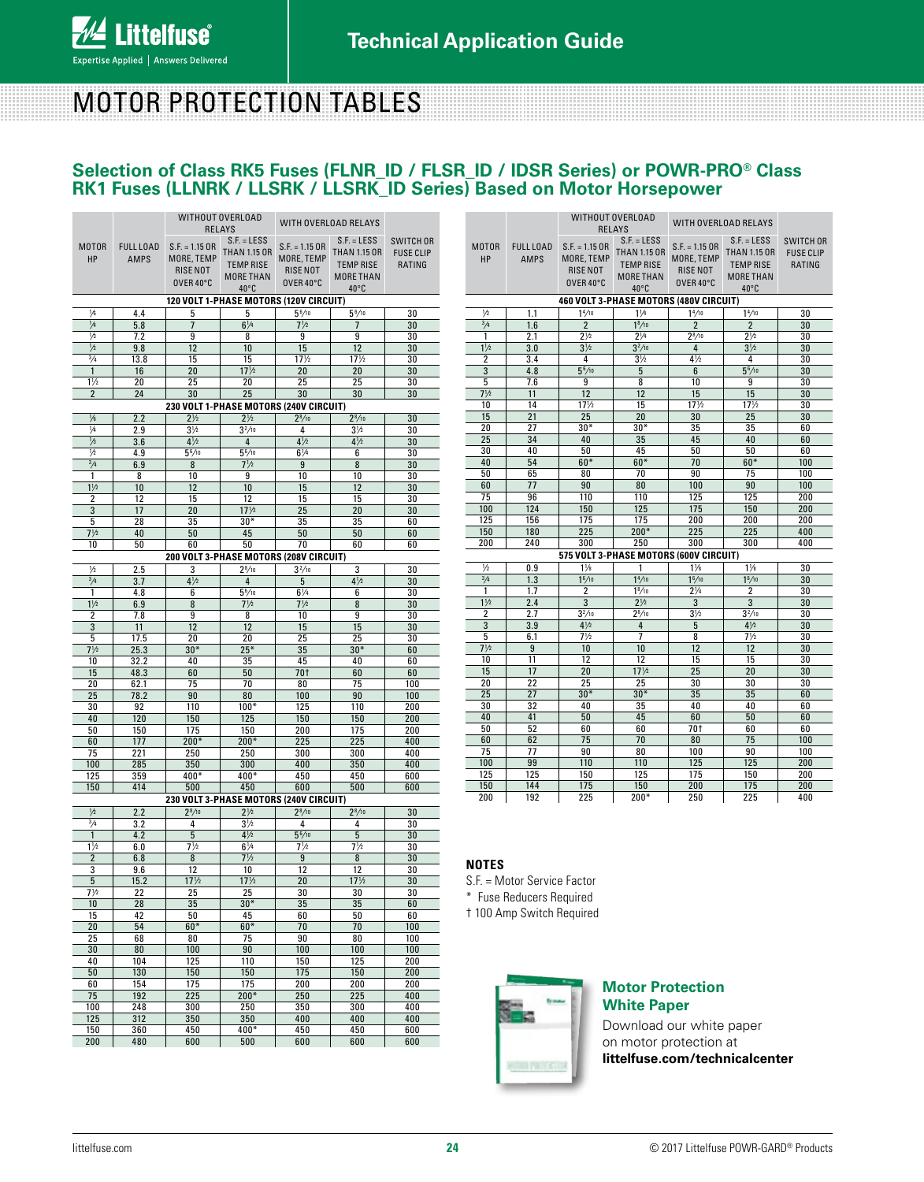# MOTOR PROTECTION TABLES

## Selection of Class RK5 Fuses (FLNR_ID / FLSR_ID / IDSR Series) or POWR-PRO® Class RK1 Fuses (LLNRK / LLSRK / LLSRK_ID Series) Based on Motor Horsepower

| MOTOR HP | FULL LOAD AMPS | WITHOUT OVERLOAD RELAYS | | WITH OVERLOAD RELAYS | | SWITCH OR FUSE CLIP RATING |
|---|---|---|---|---|---|---|
| | | S.F. = 1.15 OR MORE, TEMP RISE NOT OVER 40°C | S.F. = LESS THAN 1.15 OR TEMP RISE MORE THAN 40°C | S.F. = 1.15 OR MORE, TEMP RISE NOT OVER 40°C | S.F. = LESS THAN 1.15 OR TEMP RISE MORE THAN 40°C | |
| **120 VOLT 1-PHASE MOTORS (120V CIRCUIT)** | | | | | | |
| 1/6 | 4.4 | 5 | 5 | 5 6/10 | 5 6/10 | 30 |
| 1/4 | 5.8 | 7 | 6 1/4 | 7 1/2 | 7 | 30 |
| 1/3 | 7.2 | 9 | 8 | 9 | 9 | 30 |
| 1/2 | 9.8 | 12 | 10 | 15 | 12 | 30 |
| 3/4 | 13.8 | 15 | 15 | 17 1/2 | 17 1/2 | 30 |
| 1 | 16 | 20 | 17 1/2 | 20 | 20 | 30 |
| 1 1/2 | 20 | 25 | 20 | 25 | 25 | 30 |
| 2 | 24 | 30 | 25 | 30 | 30 | 30 |
| **230 VOLT 1-PHASE MOTORS (240V CIRCUIT)** | | | | | | |
| 1/6 | 2.2 | 2 1/2 | 2 1/2 | 2 8/10 | 2 8/10 | 30 |
| 1/4 | 2.9 | 3 1/2 | 3 2/10 | 4 | 3 1/2 | 30 |
| 1/3 | 3.6 | 4 1/2 | 4 | 4 1/2 | 4 1/2 | 30 |
| 1/2 | 4.9 | 5 6/10 | 5 6/10 | 6 1/4 | 6 | 30 |
| 3/4 | 6.9 | 8 | 7 1/2 | 9 | 8 | 30 |
| 1 | 8 | 10 | 9 | 10 | 10 | 30 |
| 1 1/2 | 10 | 12 | 10 | 15 | 12 | 30 |
| 2 | 12 | 15 | 12 | 15 | 15 | 30 |
| 3 | 17 | 20 | 17 1/2 | 25 | 20 | 30 |
| 5 | 28 | 35 | 30* | 35 | 35 | 60 |
| 7 1/2 | 40 | 50 | 45 | 50 | 50 | 60 |
| 10 | 50 | 60 | 50 | 70 | 60 | 60 |
| **200 VOLT 3-PHASE MOTORS (208V CIRCUIT)** | | | | | | |
| 1/2 | 2.5 | 3 | 2 8/10 | 3 2/10 | 3 | 30 |
| 3/4 | 3.7 | 4 1/2 | 4 | 5 | 4 1/2 | 30 |
| 1 | 4.8 | 6 | 5 6/10 | 6 1/4 | 6 | 30 |
| 1 1/2 | 6.9 | 8 | 7 1/2 | 7 1/2 | 8 | 30 |
| 2 | 7.8 | 9 | 8 | 10 | 9 | 30 |
| 3 | 11 | 12 | 12 | 15 | 15 | 30 |
| 5 | 17.5 | 20 | 20 | 25 | 25 | 30 |
| 7 1/2 | 25.3 | 30* | 25* | 35 | 30* | 60 |
| 10 | 32.2 | 40 | 35 | 45 | 40 | 60 |
| 15 | 48.3 | 60 | 50 | 70† | 60 | 60 |
| 20 | 62.1 | 75 | 70 | 80 | 75 | 100 |
| 25 | 78.2 | 90 | 80 | 100 | 90 | 100 |
| 30 | 92 | 110 | 100* | 125 | 110 | 200 |
| 40 | 120 | 150 | 125 | 150 | 150 | 200 |
| 50 | 150 | 175 | 150 | 200 | 175 | 200 |
| 60 | 177 | 200* | 200* | 225 | 225 | 400 |
| 75 | 221 | 250 | 250 | 300 | 300 | 400 |
| 100 | 285 | 350 | 300 | 400 | 350 | 400 |
| 125 | 359 | 400* | 400* | 450 | 450 | 600 |
| 150 | 414 | 500 | 450 | 600 | 500 | 600 |
| **230 VOLT 3-PHASE MOTORS (240V CIRCUIT)** | | | | | | |
| 1/2 | 2.2 | 2 8/10 | 2 1/2 | 2 8/10 | 2 8/10 | 30 |
| 3/4 | 3.2 | 4 | 3 1/2 | 4 | 4 | 30 |
| 1 | 4.2 | 5 | 4 1/2 | 5 6/10 | 5 | 30 |
| 1 1/2 | 6.0 | 7 1/2 | 6 1/4 | 7 1/2 | 7 1/2 | 30 |
| 2 | 6.8 | 8 | 7 1/2 | 9 | 8 | 30 |
| 3 | 9.6 | 12 | 10 | 12 | 12 | 30 |
| 5 | 15.2 | 17 1/2 | 17 1/2 | 20 | 17 1/2 | 30 |
| 7 1/2 | 22 | 25 | 25 | 30 | 30 | 30 |
| 10 | 28 | 35 | 30* | 35 | 35 | 60 |
| 15 | 42 | 50 | 45 | 60 | 50 | 60 |
| 20 | 54 | 60* | 60* | 70 | 70 | 100 |
| 25 | 68 | 80 | 75 | 90 | 80 | 100 |
| 30 | 80 | 100 | 90 | 100 | 100 | 100 |
| 40 | 104 | 125 | 110 | 150 | 125 | 200 |
| 50 | 130 | 150 | 150 | 175 | 150 | 200 |
| 60 | 154 | 175 | 175 | 200 | 200 | 200 |
| 75 | 192 | 225 | 200* | 250 | 225 | 400 |
| 100 | 248 | 300 | 250 | 350 | 300 | 400 |
| 125 | 312 | 350 | 350 | 400 | 400 | 400 |
| 150 | 360 | 450 | 400* | 450 | 450 | 600 |
| 200 | 480 | 600 | 500 | 600 | 600 | 600 |
| **460 VOLT 3-PHASE MOTORS (480V CIRCUIT)** | | | | | | |
| 1/2 | 1.1 | 1 4/10 | 1 1/4 | 1 4/10 | 1 4/10 | 30 |
| 3/4 | 1.6 | 2 | 1 8/10 | 2 | 2 | 30 |
| 1 | 2.1 | 2 1/2 | 2 1/4 | 2 8/10 | 2 1/2 | 30 |
| 1 1/2 | 3.0 | 3 1/2 | 3 2/10 | 4 | 3 1/2 | 30 |
| 2 | 3.4 | 4 | 3 1/2 | 4 1/2 | 4 | 30 |
| 3 | 4.8 | 5 6/10 | 5 | 6 | 5 6/10 | 30 |
| 5 | 7.6 | 9 | 8 | 10 | 9 | 30 |
| 7 1/2 | 11 | 12 | 12 | 15 | 15 | 30 |
| 10 | 14 | 17 1/2 | 15 | 17 1/2 | 17 1/2 | 30 |
| 15 | 21 | 25 | 20 | 30 | 25 | 30 |
| 20 | 27 | 30* | 30* | 35 | 35 | 60 |
| 25 | 34 | 40 | 35 | 45 | 40 | 60 |
| 30 | 40 | 50 | 45 | 50 | 50 | 60 |
| 40 | 54 | 60* | 60* | 70 | 60* | 100 |
| 50 | 65 | 80 | 70 | 90 | 75 | 100 |
| 60 | 77 | 90 | 80 | 100 | 90 | 100 |
| 75 | 96 | 110 | 110 | 125 | 125 | 200 |
| 100 | 124 | 150 | 125 | 175 | 150 | 200 |
| 125 | 156 | 175 | 175 | 200 | 200 | 200 |
| 150 | 180 | 225 | 200* | 225 | 225 | 400 |
| 200 | 240 | 300 | 250 | 300 | 300 | 400 |
| **575 VOLT 3-PHASE MOTORS (600V CIRCUIT)** | | | | | | |
| 1/2 | 0.9 | 1 1/8 | 1 | 1 1/8 | 1 1/8 | 30 |
| 3/4 | 1.3 | 1 6/10 | 1 4/10 | 1 6/10 | 1 6/10 | 30 |
| 1 | 1.7 | 2 | 1 8/10 | 2 1/4 | 2 | 30 |
| 1 1/2 | 2.4 | 3 | 2 1/2 | 3 | 3 | 30 |
| 2 | 2.7 | 3 2/10 | 2 8/10 | 3 1/2 | 3 2/10 | 30 |
| 3 | 3.9 | 4 1/2 | 4 | 5 | 4 1/2 | 30 |
| 5 | 6.1 | 7 1/2 | 7 | 8 | 7 1/2 | 30 |
| 7 1/2 | 9 | 10 | 10 | 12 | 12 | 30 |
| 10 | 11 | 12 | 12 | 15 | 15 | 30 |
| 15 | 17 | 20 | 17 1/2 | 25 | 20 | 30 |
| 20 | 22 | 25 | 25 | 30 | 30 | 30 |
| 25 | 27 | 30* | 30* | 35 | 35 | 60 |
| 30 | 32 | 40 | 35 | 40 | 40 | 60 |
| 40 | 41 | 50 | 45 | 60 | 50 | 60 |
| 50 | 52 | 60 | 60 | 70† | 60 | 60 |
| 60 | 62 | 75 | 70 | 80 | 75 | 100 |
| 75 | 77 | 90 | 80 | 100 | 90 | 100 |
| 100 | 99 | 110 | 110 | 125 | 125 | 200 |
| 125 | 125 | 150 | 125 | 175 | 150 | 200 |
| 150 | 144 | 175 | 150 | 200 | 175 | 200 |
| 200 | 192 | 225 | 200* | 250 | 225 | 400 |

### NOTES

S.F. = Motor Service Factor

* Fuse Reducers Required

† 100 Amp Switch Required

### Motor Protection White Paper

Download our white paper on motor protection at **littelfuse.com/technicalcenter**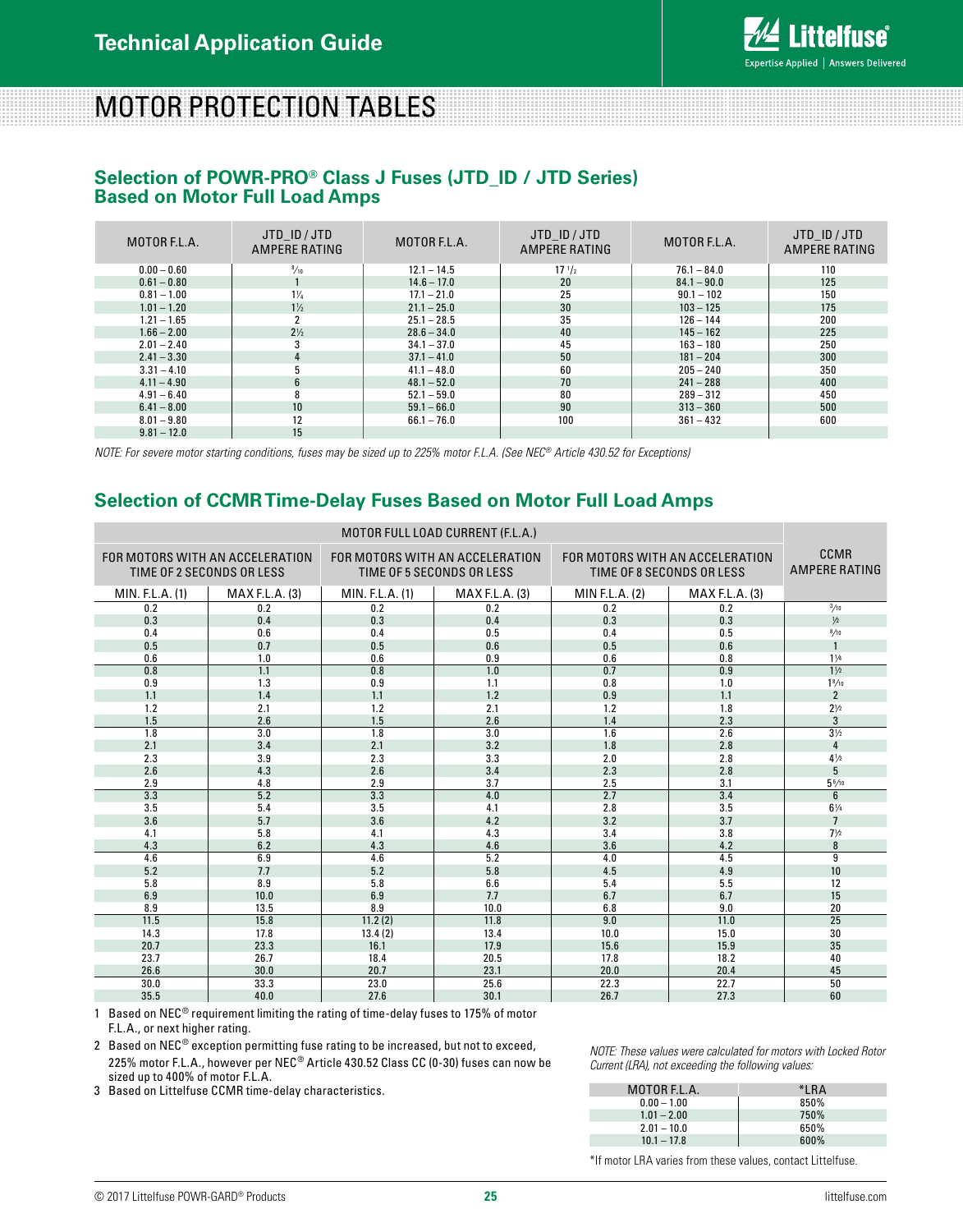# MOTOR PROTECTION TABLES

## Selection of POWR-PRO® Class J Fuses (JTD_ID / JTD Series) Based on Motor Full Load Amps

| MOTOR F.L.A. | JTD_ID / JTD AMPERE RATING | MOTOR F.L.A. | JTD_ID / JTD AMPERE RATING | MOTOR F.L.A. | JTD_ID / JTD AMPERE RATING |
|---|---|---|---|---|---|
| 0.00 – 0.60 | 8/10 | 12.1 – 14.5 | 17 1/2 | 76.1 – 84.0 | 110 |
| 0.61 – 0.80 | 1 | 14.6 – 17.0 | 20 | 84.1 – 90.0 | 125 |
| 0.81 – 1.00 | 1¼ | 17.1 – 21.0 | 25 | 90.1 – 102 | 150 |
| 1.01 – 1.20 | 1½ | 21.1 – 25.0 | 30 | 103 – 125 | 175 |
| 1.21 – 1.65 | 2 | 25.1 – 28.5 | 35 | 126 – 144 | 200 |
| 1.66 – 2.00 | 2½ | 28.6 – 34.0 | 40 | 145 – 162 | 225 |
| 2.01 – 2.40 | 3 | 34.1 – 37.0 | 45 | 163 – 180 | 250 |
| 2.41 – 3.30 | 4 | 37.1 – 41.0 | 50 | 181 – 204 | 300 |
| 3.31 – 4.10 | 5 | 41.1 – 48.0 | 60 | 205 – 240 | 350 |
| 4.11 – 4.90 | 6 | 48.1 – 52.0 | 70 | 241 – 288 | 400 |
| 4.91 – 6.40 | 8 | 52.1 – 59.0 | 80 | 289 – 312 | 450 |
| 6.41 – 8.00 | 10 | 59.1 – 66.0 | 90 | 313 – 360 | 500 |
| 8.01 – 9.80 | 12 | 66.1 – 76.0 | 100 | 361 – 432 | 600 |
| 9.81 – 12.0 | 15 | | | | |

*NOTE: For severe motor starting conditions, fuses may be sized up to 225% motor F.L.A. (See NEC® Article 430.52 for Exceptions)*

## Selection of CCMR Time-Delay Fuses Based on Motor Full Load Amps

| MOTOR FULL LOAD CURRENT (F.L.A.) | | | | | | CCMR AMPERE RATING |
|---|---|---|---|---|---|---|
| FOR MOTORS WITH AN ACCELERATION TIME OF 2 SECONDS OR LESS | | FOR MOTORS WITH AN ACCELERATION TIME OF 5 SECONDS OR LESS | | FOR MOTORS WITH AN ACCELERATION TIME OF 8 SECONDS OR LESS | | |
| MIN. F.L.A. (1) | MAX F.L.A. (3) | MIN. F.L.A. (1) | MAX F.L.A. (3) | MIN F.L.A. (2) | MAX F.L.A. (3) | |
| 0.2 | 0.2 | 0.2 | 0.2 | 0.2 | 0.2 | 3/10 |
| 0.3 | 0.3 | 0.3 | 0.4 | 0.3 | 0.3 | ½ |
| 0.4 | 0.6 | 0.4 | 0.5 | 0.4 | 0.5 | 8/10 |
| 0.5 | 0.7 | 0.5 | 0.6 | 0.5 | 0.6 | 1 |
| 0.6 | 1.0 | 0.6 | 0.9 | 0.6 | 0.8 | 1¼ |
| 0.8 | 1.1 | 0.8 | 1.0 | 0.7 | 0.9 | 1½ |
| 0.9 | 1.3 | 0.9 | 1.1 | 0.8 | 1.0 | 1 8/10 |
| 1.1 | 1.4 | 1.1 | 1.2 | 0.9 | 1.1 | 2 |
| 1.2 | 2.1 | 1.2 | 2.1 | 1.2 | 1.8 | 2½ |
| 1.5 | 2.6 | 1.5 | 2.6 | 1.4 | 2.3 | 3 |
| 1.8 | 3.0 | 1.8 | 3.0 | 1.6 | 2.6 | 3½ |
| 2.1 | 3.4 | 2.1 | 3.2 | 1.8 | 2.8 | 4 |
| 2.3 | 3.9 | 2.3 | 3.3 | 2.0 | 2.8 | 4½ |
| 2.6 | 4.3 | 2.6 | 3.4 | 2.3 | 2.8 | 5 |
| 2.9 | 4.8 | 2.9 | 3.7 | 2.5 | 3.1 | 5 6/10 |
| 3.3 | 5.2 | 3.3 | 4.0 | 2.7 | 3.4 | 6 |
| 3.5 | 5.4 | 3.5 | 4.1 | 2.8 | 3.5 | 6¼ |
| 3.6 | 5.7 | 3.6 | 4.2 | 3.2 | 3.7 | 7 |
| 4.1 | 5.8 | 4.1 | 4.3 | 3.4 | 3.8 | 7½ |
| 4.3 | 6.2 | 4.3 | 4.6 | 3.6 | 4.2 | 8 |
| 4.6 | 6.9 | 4.6 | 5.2 | 4.0 | 4.5 | 9 |
| 5.2 | 7.7 | 5.2 | 5.8 | 4.5 | 4.9 | 10 |
| 5.8 | 8.9 | 5.8 | 6.6 | 5.4 | 5.5 | 12 |
| 6.9 | 10.0 | 6.9 | 7.7 | 6.7 | 6.7 | 15 |
| 8.9 | 13.5 | 8.9 | 10.0 | 6.8 | 9.0 | 20 |
| 11.5 | 15.8 | 11.2 (2) | 11.8 | 9.0 | 11.0 | 25 |
| 14.3 | 17.8 | 13.4 (2) | 13.4 | 10.0 | 15.0 | 30 |
| 20.7 | 23.3 | 16.1 | 17.9 | 15.6 | 15.9 | 35 |
| 23.7 | 26.7 | 18.4 | 20.5 | 17.8 | 18.2 | 40 |
| 26.6 | 30.0 | 20.7 | 23.1 | 20.0 | 20.4 | 45 |
| 30.0 | 33.3 | 23.0 | 25.6 | 22.3 | 22.7 | 50 |
| 35.5 | 40.0 | 27.6 | 30.1 | 26.7 | 27.3 | 60 |

1. Based on NEC® requirement limiting the rating of time-delay fuses to 175% of motor F.L.A., or next higher rating.
2. Based on NEC® exception permitting fuse rating to be increased, but not to exceed, 225% motor F.L.A., however per NEC® Article 430.52 Class CC (0-30) fuses can now be sized up to 400% of motor F.L.A.
3. Based on Littelfuse CCMR time-delay characteristics.

*NOTE: These values were calculated for motors with Locked Rotor Current (LRA), not exceeding the following values:*

| MOTOR F.L.A. | *LRA |
|---|---|
| 0.00 – 1.00 | 850% |
| 1.01 – 2.00 | 750% |
| 2.01 – 10.0 | 650% |
| 10.1 – 17.8 | 600% |

*If motor LRA varies from these values, contact Littelfuse.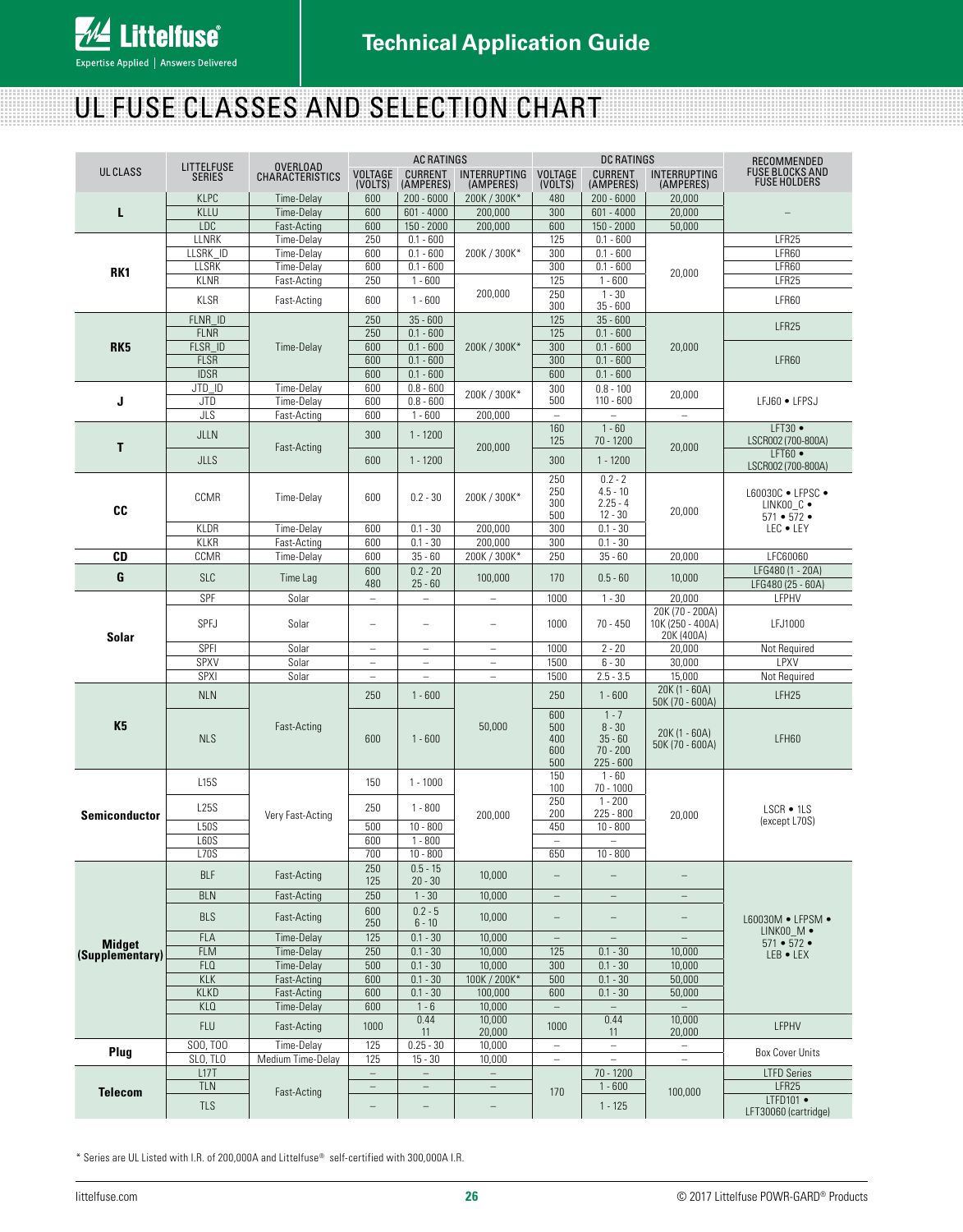# UL FUSE CLASSES AND SELECTION CHART

| UL CLASS | LITTELFUSE SERIES | OVERLOAD CHARACTERISTICS | AC RATINGS | | | DC RATINGS | | | RECOMMENDED FUSE BLOCKS AND FUSE HOLDERS |
|---|---|---|---|---|---|---|---|---|---|
| | | | VOLTAGE (VOLTS) | CURRENT (AMPERES) | INTERRUPTING (AMPERES) | VOLTAGE (VOLTS) | CURRENT (AMPERES) | INTERRUPTING (AMPERES) | |
| L | KLPC | Time-Delay | 600 | 200 - 6000 | 200K / 300K* | 480 | 200 - 6000 | 20,000 | – |
| | KLLU | Time-Delay | 600 | 601 - 4000 | 200,000 | 300 | 601 - 4000 | 20,000 | |
| | LDC | Fast-Acting | 600 | 150 - 2000 | 200,000 | 600 | 150 - 2000 | 50,000 | |
| RK1 | LLNRK | Time-Delay | 250 | 0.1 - 600 | 200K / 300K* | 125 | 0.1 - 600 | 20,000 | LFR25 |
| | LLSRK_ID | Time-Delay | 600 | 0.1 - 600 | | 300 | 0.1 - 600 | | LFR60 |
| | LLSRK | Time-Delay | 600 | 0.1 - 600 | | 300 | 0.1 - 600 | | LFR60 |
| | KLNR | Fast-Acting | 250 | 1 - 600 | 200,000 | 125 | 1 - 600 | | LFR25 |
| | KLSR | Fast-Acting | 600 | 1 - 600 | | 250<br>300 | 1 - 30<br>35 - 600 | | LFR60 |
| RK5 | FLNR_ID | Time-Delay | 250 | 35 - 600 | 200K / 300K* | 125 | 35 - 600 | 20,000 | LFR25 |
| | FLNR | | 250 | 0.1 - 600 | | 125 | 0.1 - 600 | | |
| | FLSR_ID | | 600 | 0.1 - 600 | | 300 | 0.1 - 600 | | LFR60 |
| | FLSR | | 600 | 0.1 - 600 | | 300 | 0.1 - 600 | | |
| | IDSR | | 600 | 0.1 - 600 | | 600 | 0.1 - 600 | | |
| J | JTD_ID | Time-Delay | 600 | 0.8 - 600 | 200K / 300K* | 300 | 0.8 - 100 | 20,000 | LFJ60 • LFPSJ |
| | JTD | Time-Delay | 600 | 0.8 - 600 | | 500 | 110 - 600 | | |
| | JLS | Fast-Acting | 600 | 1 - 600 | 200,000 | – | – | – | |
| T | JLLN | Fast-Acting | 300 | 1 - 1200 | 200,000 | 160<br>125 | 1 - 60<br>70 - 1200 | 20,000 | LFT30 • LSCR002 (700-800A) |
| | JLLS | | 600 | 1 - 1200 | | 300 | 1 - 1200 | | LFT60 • LSCR002 (700-800A) |
| CC | CCMR | Time-Delay | 600 | 0.2 - 30 | 200K / 300K* | 250<br>250<br>300<br>500 | 0.2 - 2<br>4.5 - 10<br>2.25 - 4<br>12 - 30 | 20,000 | L60030C • LFPSC • LINK00_C • 571 • 572 • LEC • LEY |
| | KLDR | Time-Delay | 600 | 0.1 - 30 | 200,000 | 300 | 0.1 - 30 | | |
| | KLKR | Fast-Acting | 600 | 0.1 - 30 | 200,000 | 300 | 0.1 - 30 | | |
| CD | CCMR | Time-Delay | 600 | 35 - 60 | 200K / 300K* | 250 | 35 - 60 | 20,000 | LFC60060 |
| G | SLC | Time Lag | 600<br>480 | 0.2 - 20<br>25 - 60 | 100,000 | 170 | 0.5 - 60 | 10,000 | LFG480 (1 - 20A)<br>LFG480 (25 - 60A) |
| Solar | SPF | Solar | – | – | – | 1000 | 1 - 30 | 20,000 | LFPHV |
| | SPFJ | Solar | – | – | – | 1000 | 70 - 450 | 20K (70 - 200A)<br>10K (250 - 400A)<br>20K (400A) | LFJ1000 |
| | SPFI | Solar | – | – | – | 1000 | 2 - 20 | 20,000 | Not Required |
| | SPXV | Solar | – | – | – | 1500 | 6 - 30 | 30,000 | LPXV |
| | SPXI | Solar | – | – | – | 1500 | 2.5 - 3.5 | 15,000 | Not Required |
| K5 | NLN | Fast-Acting | 250 | 1 - 600 | 50,000 | 250 | 1 - 600 | 20K (1 - 60A)<br>50K (70 - 600A) | LFH25 |
| | NLS | | 600 | 1 - 600 | | 600<br>500<br>400<br>600<br>500 | 1 - 7<br>8 - 30<br>35 - 60<br>70 - 200<br>225 - 600 | 20K (1 - 60A)<br>50K (70 - 600A) | LFH60 |
| Semiconductor | L15S | Very Fast-Acting | 150 | 1 - 1000 | 200,000 | 150<br>100 | 1 - 60<br>70 - 1000 | 20,000 | LSCR • 1LS (except L70S) |
| | L25S | | 250 | 1 - 800 | | 250<br>200 | 1 - 200<br>225 - 800 | | |
| | L50S | | 500 | 10 - 800 | | 450 | 10 - 800 | | |
| | L60S | | 600 | 1 - 800 | | – | – | | |
| | L70S | | 700 | 10 - 800 | | 650 | 10 - 800 | | |
| Midget (Supplementary) | BLF | Fast-Acting | 250<br>125 | 0.5 - 15<br>20 - 30 | 10,000 | – | – | – | L60030M • LFPSM • LINK00_M • 571 • 572 • LEB • LEX |
| | BLN | Fast-Acting | 250 | 1 - 30 | 10,000 | – | – | – | |
| | BLS | Fast-Acting | 600<br>250 | 0.2 - 5<br>6 - 10 | 10,000 | – | – | – | |
| | FLA | Time-Delay | 125 | 0.1 - 30 | 10,000 | – | – | – | |
| | FLM | Time-Delay | 250 | 0.1 - 30 | 10,000 | 125 | 0.1 - 30 | 10,000 | |
| | FLQ | Time-Delay | 500 | 0.1 - 30 | 10,000 | 300 | 0.1 - 30 | 10,000 | |
| | KLK | Fast-Acting | 600 | 0.1 - 30 | 100K / 200K* | 500 | 0.1 - 30 | 50,000 | |
| | KLKD | Fast-Acting | 600 | 0.1 - 30 | 100,000 | 600 | 0.1 - 30 | 50,000 | |
| | KLQ | Time-Delay | 600 | 1 - 6 | 10,000 | – | – | – | |
| | FLU | Fast-Acting | 1000 | 0.44<br>11 | 10,000<br>20,000 | 1000 | 0.44<br>11 | 10,000<br>20,000 | LFPHV |
| Plug | SOO, TOO | Time-Delay | 125 | 0.25 - 30 | 10,000 | – | – | – | Box Cover Units |
| | SLO, TLO | Medium Time-Delay | 125 | 15 - 30 | 10,000 | – | – | – | |
| Telecom | L17T | Fast-Acting | – | – | – | 170 | 70 - 1200 | 100,000 | LTFD Series |
| | TLN | | – | – | – | | 1 - 600 | | LFR25 |
| | TLS | | – | – | – | | 1 - 125 | | LTFD101 • LFT30060 (cartridge) |

* Series are UL Listed with I.R. of 200,000A and Littelfuse® self-certified with 300,000A I.R.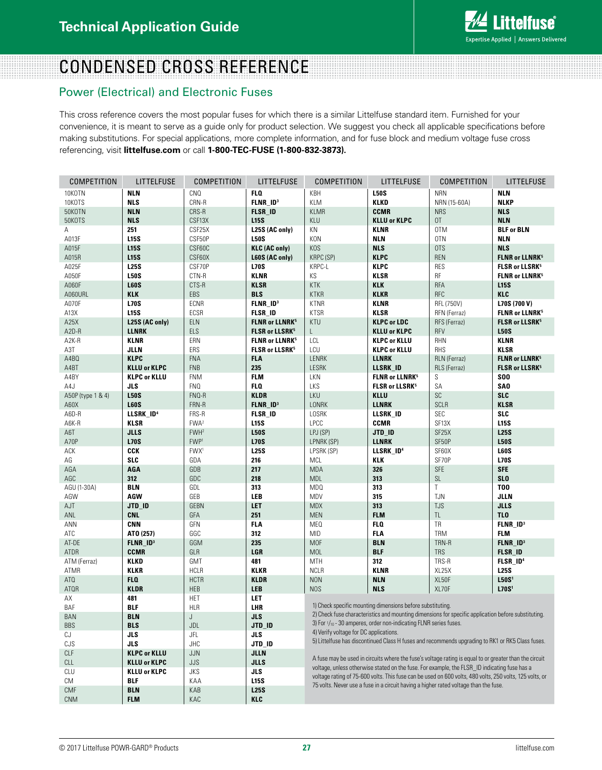# CONDENSED CROSS REFERENCE

## Power (Electrical) and Electronic Fuses

This cross reference covers the most popular fuses for which there is a similar Littelfuse standard item. Furnished for your convenience, it is meant to serve as a guide only for product selection. We suggest you check all applicable specifications before making substitutions. For special applications, more complete information, and for fuse block and medium voltage fuse cross referencing, visit **littelfuse.com** or call **1-800-TEC-FUSE (1-800-832-3873).**

| COMPETITION | LITTELFUSE | COMPETITION | LITTELFUSE | COMPETITION | LITTELFUSE | COMPETITION | LITTELFUSE |
|---|---|---|---|---|---|---|---|
| 10KOTN | **NLN** | CNQ | **FLQ** | KBH | **L50S** | NRN | **NLN** |
| 10KOTS | **NLS** | CRN-R | **FLNR_ID**[3] | KLM | **KLKD** | NRN (15-60A) | **NLKP** |
| 50KOTN | **NLN** | CRS-R | **FLSR_ID** | KLMR | **CCMR** | NRS | **NLS** |
| 50KOTS | **NLS** | CSF13X | **L15S** | KLU | **KLLU or KLPC** | OT | **NLN** |
| A | **251** | CSF25X | **L25S (AC only)** | KN | **KLNR** | OTM | **BLF or BLN** |
| A013F | **L15S** | CSF50P | **L50S** | KON | **NLN** | OTN | **NLN** |
| A015F | **L15S** | CSF60C | **KLC (AC only)** | KOS | **NLS** | OTS | **NLS** |
| A015R | **L15S** | CSF60X | **L60S (AC only)** | KRPC (SP) | **KLPC** | REN | **FLNR or LLNRK**[5] |
| A025F | **L25S** | CSF70P | **L70S** | KRPC-L | **KLPC** | RES | **FLSR or LLSRK**[5] |
| A050F | **L50S** | CTN-R | **KLNR** | KS | **KLSR** | RF | **FLNR or LLNRK**[5] |
| A060F | **L60S** | CTS-R | **KLSR** | KTK | **KLK** | RFA | **L15S** |
| A060URL | **KLK** | EBS | **BLS** | KTKR | **KLKR** | RFC | **KLC** |
| A070F | **L70S** | ECNR | **FLNR_ID**[3] | KTNR | **KLNR** | RFL (750V) | **L70S (700 V)** |
| A13X | **L15S** | ECSR | **FLSR_ID** | KTSR | **KLSR** | RFN (Ferraz) | **FLNR or LLNRK**[5] |
| A25X | **L25S (AC only)** | ELN | **FLNR or LLNRK**[5] | KTU | **KLPC or LDC** | RFS (Ferraz) | **FLSR or LLSRK**[5] |
| A2D-R | **LLNRK** | ELS | **FLSR or LLSRK**[5] | L | **KLLU or KLPC** | RFV | **L50S** |
| A2K-R | **KLNR** | ERN | **FLNR or LLNRK**[5] | LCL | **KLPC or KLLU** | RHN | **KLNR** |
| A3T | **JLLN** | ERS | **FLSR or LLSRK**[5] | LCU | **KLPC or KLLU** | RHS | **KLSR** |
| A4BQ | **KLPC** | FNA | **FLA** | LENRK | **LLNRK** | RLN (Ferraz) | **FLNR or LLNRK**[5] |
| A4BT | **KLLU or KLPC** | FNB | **235** | LESRK | **LLSRK_ID** | RLS (Ferraz) | **FLSR or LLSRK**[5] |
| A4BY | **KLPC or KLLU** | FNM | **FLM** | LKN | **FLNR or LLNRK**[5] | S | **SOO** |
| A4J | **JLS** | FNQ | **FLQ** | LKS | **FLSR or LLSRK**[5] | SA | **SAO** |
| A50P (type 1 & 4) | **L50S** | FNQ-R | **KLDR** | LKU | **KLLU** | SC | **SLC** |
| A60X | **L60S** | FRN-R | **FLNR_ID**[3] | LONRK | **LLNRK** | SCLR | **KLSR** |
| A6D-R | **LLSRK_ID**[4] | FRS-R | **FLSR_ID** | LOSRK | **LLSRK_ID** | SEC | **SLC** |
| A6K-R | **KLSR** | FWA[2] | **L15S** | LPCC | **CCMR** | SF13X | **L15S** |
| A6T | **JLLS** | FWH[2] | **L50S** | LPJ (SP) | **JTD_ID** | SF25X | **L25S** |
| A70P | **L70S** | FWP[1] | **L70S** | LPNRK (SP) | **LLNRK** | SF50P | **L50S** |
| ACK | **CCK** | FWX[1] | **L25S** | LPSRK (SP) | **LLSRK_ID**[4] | SF60X | **L60S** |
| AG | **SLC** | GDA | **216** | MCL | **KLK** | SF70P | **L70S** |
| AGA | **AGA** | GDB | **217** | MDA | **326** | SFE | **SFE** |
| AGC | **312** | GDC | **218** | MDL | **313** | SL | **SLO** |
| AGU (1-30A) | **BLN** | GDL | **313** | MDQ | **313** | T | **TOO** |
| AGW | **AGW** | GEB | **LEB** | MDV | **315** | TJN | **JLLN** |
| AJT | **JTD_ID** | GEBN | **LET** | MDX | **313** | TJS | **JLLS** |
| ANL | **CNL** | GFA | **251** | MEN | **FLM** | TL | **TLO** |
| ANN | **CNN** | GFN | **FLA** | MEQ | **FLQ** | TR | **FLNR_ID**[3] |
| ATC | **ATO (257)** | GGC | **312** | MID | **FLA** | TRM | **FLM** |
| AT-DE | **FLNR_ID**[3] | GGM | **235** | MOF | **BLN** | TRN-R | **FLNR_ID**[3] |
| ATDR | **CCMR** | GLR | **LGR** | MOL | **BLF** | TRS | **FLSR_ID** |
| ATM (Ferraz) | **KLKD** | GMT | **481** | MTH | **312** | TRS-R | **FLSR_ID**[4] |
| ATMR | **KLKR** | HCLR | **KLKR** | NCLR | **KLNR** | XL25X | **L25S** |
| ATQ | **FLQ** | HCTR | **KLDR** | NON | **NLN** | XL50F | **L50S**[1] |
| ATQR | **KLDR** | HEB | **LEB** | NOS | **NLS** | XL70F | **L70S**[1] |
| AX | **481** | HET | **LET** | | | | |
| BAF | **BLF** | HLR | **LHR** | | | | |
| BAN | **BLN** | J | **JLS** | | | | |
| BBS | **BLS** | JDL | **JTD_ID** | | | | |
| CJ | **JLS** | JFL | **JLS** | | | | |
| CJS | **JLS** | JHC | **JTD_ID** | | | | |
| CLF | **KLPC or KLLU** | JJN | **JLLN** | | | | |
| CLL | **KLLU or KLPC** | JJS | **JLLS** | | | | |
| CLU | **KLLU or KLPC** | JKS | **JLS** | | | | |
| CM | **BLF** | KAA | **L15S** | | | | |
| CMF | **BLN** | KAB | **L25S** | | | | |
| CNM | **FLM** | KAC | **KLC** | | | | |

1) Check specific mounting dimensions before substituting.
2) Check fuse characteristics and mounting dimensions for specific application before substituting.
3) For 1/10 - 30 amperes, order non-indicating FLNR series fuses.
4) Verify voltage for DC applications.
5) Littelfuse has discontinued Class H fuses and recommends upgrading to RK1 or RK5 Class fuses.

A fuse may be used in circuits where the fuse's voltage rating is equal to or greater than the circuit voltage, unless otherwise stated on the fuse. For example, the FLSR_ID indicating fuse has a voltage rating of 75-600 volts. This fuse can be used on 600 volts, 480 volts, 250 volts, 125 volts, or 75 volts. Never use a fuse in a circuit having a higher rated voltage than the fuse.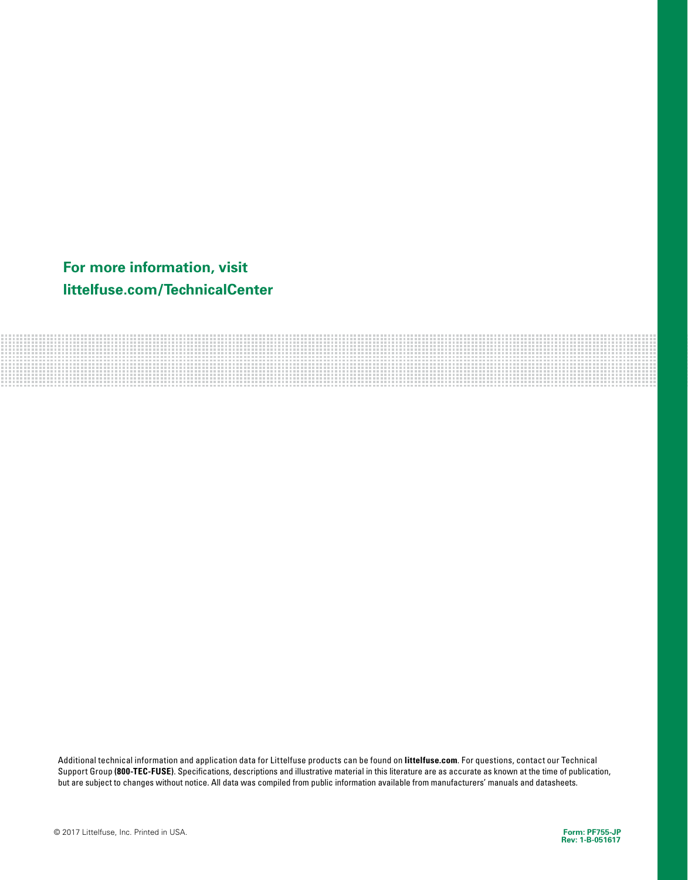**For more information, visit**
**littelfuse.com/TechnicalCenter**

Additional technical information and application data for Littelfuse products can be found on **littelfuse.com**. For questions, contact our Technical Support Group **(800-TEC-FUSE)**. Specifications, descriptions and illustrative material in this literature are as accurate as known at the time of publication, but are subject to changes without notice. All data was compiled from public information available from manufacturers' manuals and datasheets.

© 2017 Littelfuse, Inc. Printed in USA.

**Form: PF755-JP**
**Rev: 1-B-051617**